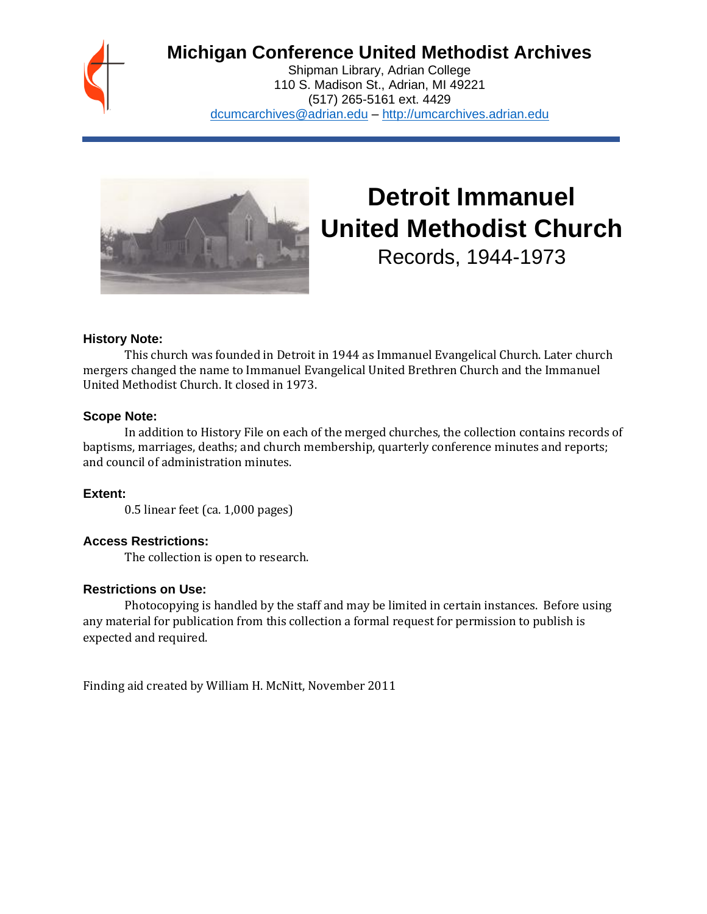# Michigan Conference United Methodist Archives

Shipman Library, Adrian College
110 S. Madison St., Adrian, MI 49221
(517) 265-5161 ext. 4429
dcumcarchives@adrian.edu – http://umcarchives.adrian.edu

# Detroit Immanuel United Methodist Church

Records, 1944-1973

### History Note:

This church was founded in Detroit in 1944 as Immanuel Evangelical Church. Later church mergers changed the name to Immanuel Evangelical United Brethren Church and the Immanuel United Methodist Church. It closed in 1973.

### Scope Note:

In addition to History File on each of the merged churches, the collection contains records of baptisms, marriages, deaths; and church membership, quarterly conference minutes and reports; and council of administration minutes.

### Extent:

0.5 linear feet (ca. 1,000 pages)

### Access Restrictions:

The collection is open to research.

### Restrictions on Use:

Photocopying is handled by the staff and may be limited in certain instances. Before using any material for publication from this collection a formal request for permission to publish is expected and required.

Finding aid created by William H. McNitt, November 2011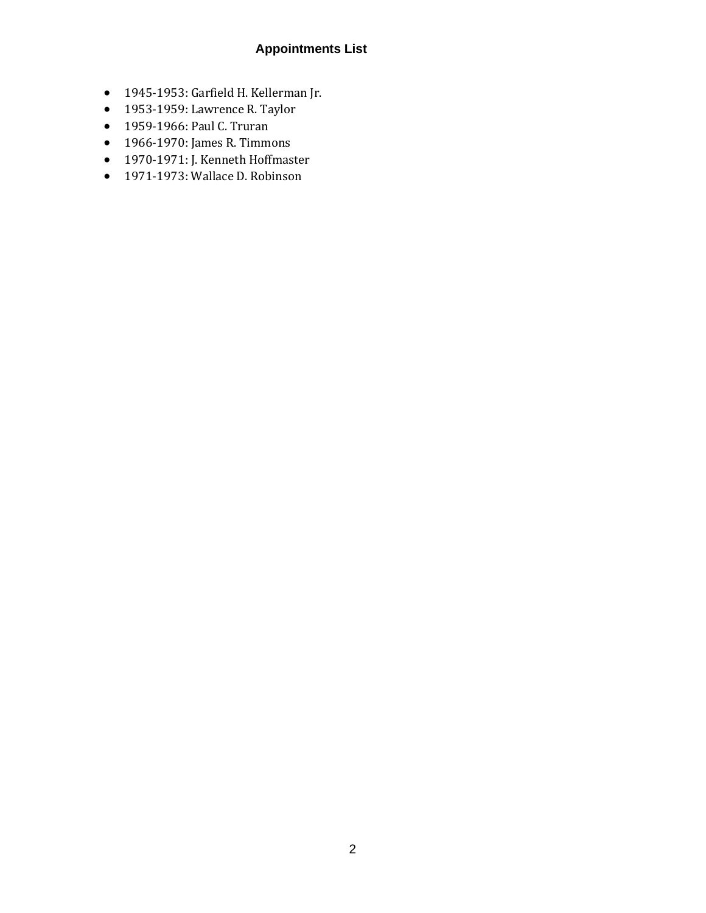## Appointments List

- 1945-1953: Garfield H. Kellerman Jr.
- 1953-1959: Lawrence R. Taylor
- 1959-1966: Paul C. Truran
- 1966-1970: James R. Timmons
- 1970-1971: J. Kenneth Hoffmaster
- 1971-1973: Wallace D. Robinson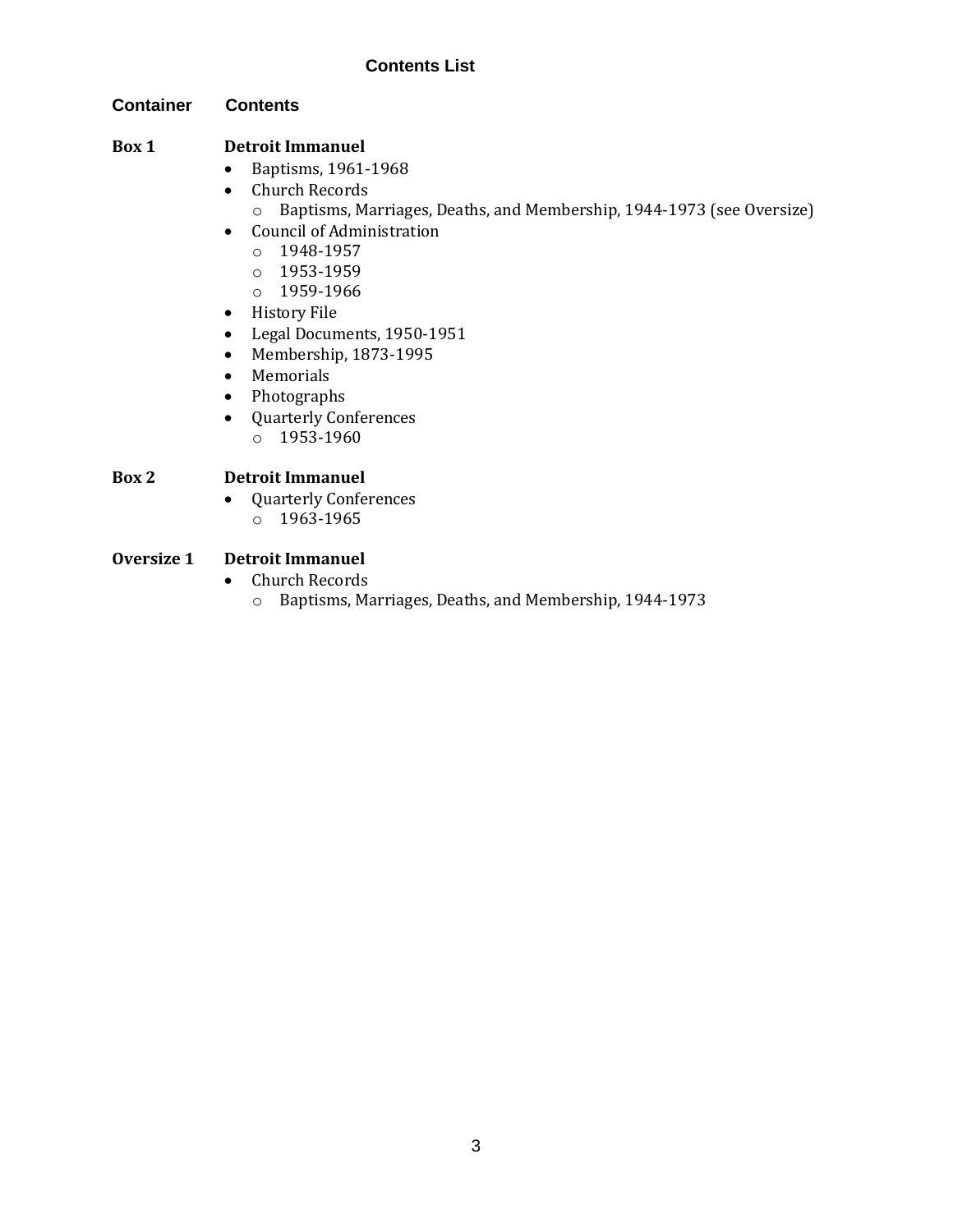## Contents List

**Container** **Contents**

**Box 1** **Detroit Immanuel**

- Baptisms, 1961-1968
- Church Records
    - Baptisms, Marriages, Deaths, and Membership, 1944-1973 (see Oversize)
- Council of Administration
    - 1948-1957
    - 1953-1959
    - 1959-1966
- History File
- Legal Documents, 1950-1951
- Membership, 1873-1995
- Memorials
- Photographs
- Quarterly Conferences
    - 1953-1960

**Box 2** **Detroit Immanuel**

- Quarterly Conferences
    - 1963-1965

**Oversize 1** **Detroit Immanuel**

- Church Records
    - Baptisms, Marriages, Deaths, and Membership, 1944-1973